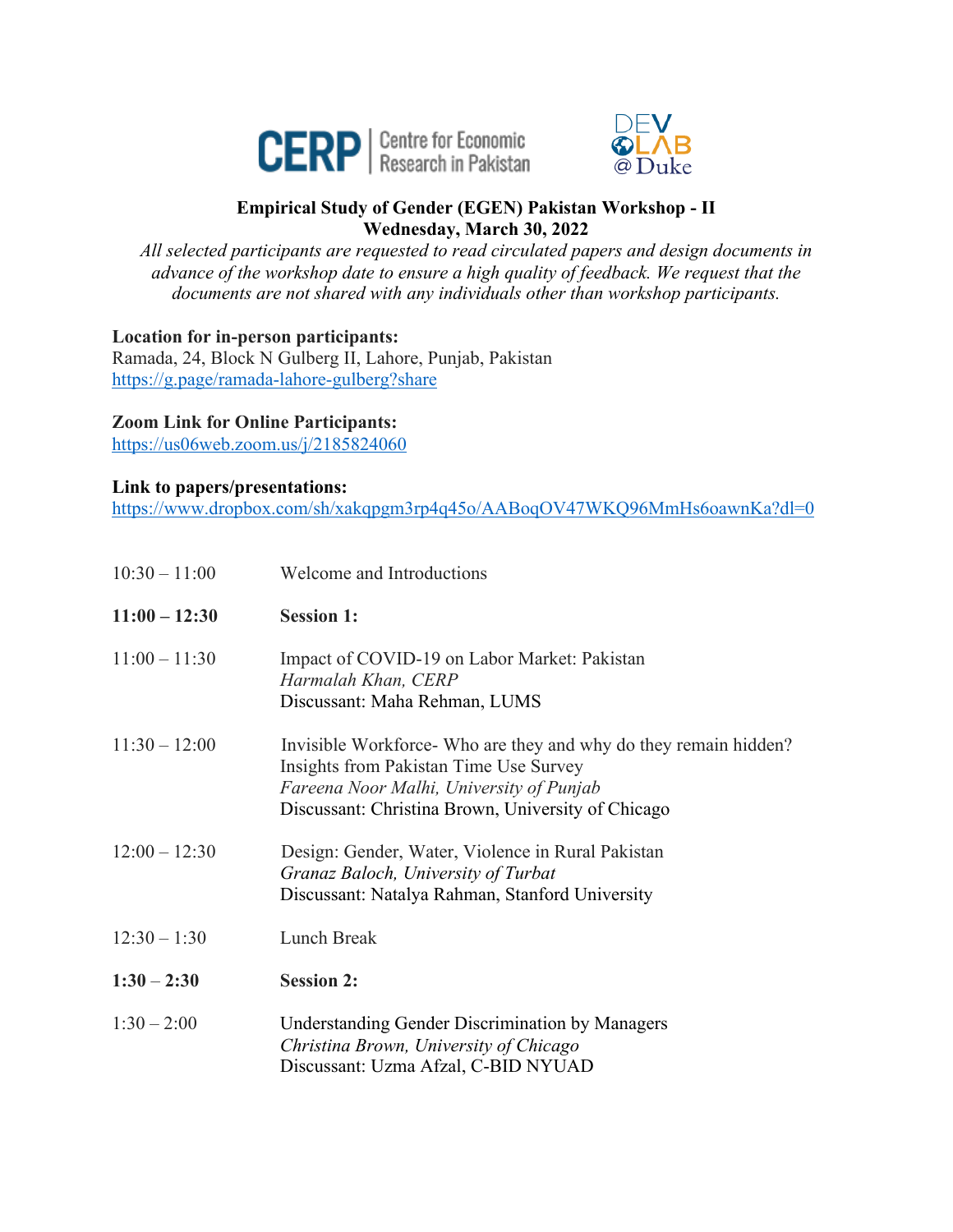CERP | Centre for Economic Research in Pakistan

DEV LAB @ Duke

**Empirical Study of Gender (EGEN) Pakistan Workshop - II**
**Wednesday, March 30, 2022**

*All selected participants are requested to read circulated papers and design documents in advance of the workshop date to ensure a high quality of feedback. We request that the documents are not shared with any individuals other than workshop participants.*

**Location for in-person participants:**
Ramada, 24, Block N Gulberg II, Lahore, Punjab, Pakistan
https://g.page/ramada-lahore-gulberg?share

**Zoom Link for Online Participants:**
https://us06web.zoom.us/j/2185824060

**Link to papers/presentations:**
https://www.dropbox.com/sh/xakqpgm3rp4q45o/AABoqOV47WKQ96MmHs6oawnKa?dl=0

| | |
|---|---|
| 10:30 – 11:00 | Welcome and Introductions |
| **11:00 – 12:30** | **Session 1:** |
| 11:00 – 11:30 | Impact of COVID-19 on Labor Market: Pakistan<br>*Harmalah Khan, CERP*<br>Discussant: Maha Rehman, LUMS |
| 11:30 – 12:00 | Invisible Workforce- Who are they and why do they remain hidden? Insights from Pakistan Time Use Survey<br>*Fareena Noor Malhi, University of Punjab*<br>Discussant: Christina Brown, University of Chicago |
| 12:00 – 12:30 | Design: Gender, Water, Violence in Rural Pakistan<br>*Granaz Baloch, University of Turbat*<br>Discussant: Natalya Rahman, Stanford University |
| 12:30 – 1:30 | Lunch Break |
| **1:30 – 2:30** | **Session 2:** |
| 1:30 – 2:00 | Understanding Gender Discrimination by Managers<br>*Christina Brown, University of Chicago*<br>Discussant: Uzma Afzal, C-BID NYUAD |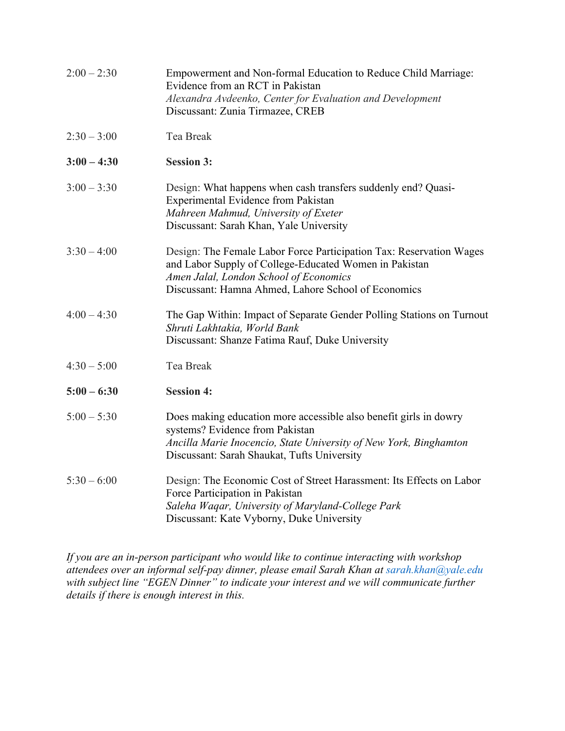| | |
|---|---|
| 2:00 – 2:30 | Empowerment and Non-formal Education to Reduce Child Marriage: Evidence from an RCT in Pakistan<br>*Alexandra Avdeenko, Center for Evaluation and Development*<br>Discussant: Zunia Tirmazee, CREB |
| 2:30 – 3:00 | Tea Break |
| **3:00 – 4:30** | **Session 3:** |
| 3:00 – 3:30 | Design: What happens when cash transfers suddenly end? Quasi-Experimental Evidence from Pakistan<br>*Mahreen Mahmud, University of Exeter*<br>Discussant: Sarah Khan, Yale University |
| 3:30 – 4:00 | Design: The Female Labor Force Participation Tax: Reservation Wages and Labor Supply of College-Educated Women in Pakistan<br>*Amen Jalal, London School of Economics*<br>Discussant: Hamna Ahmed, Lahore School of Economics |
| 4:00 – 4:30 | The Gap Within: Impact of Separate Gender Polling Stations on Turnout<br>*Shruti Lakhtakia, World Bank*<br>Discussant: Shanze Fatima Rauf, Duke University |
| 4:30 – 5:00 | Tea Break |
| **5:00 – 6:30** | **Session 4:** |
| 5:00 – 5:30 | Does making education more accessible also benefit girls in dowry systems? Evidence from Pakistan<br>*Ancilla Marie Inocencio, State University of New York, Binghamton*<br>Discussant: Sarah Shaukat, Tufts University |
| 5:30 – 6:00 | Design: The Economic Cost of Street Harassment: Its Effects on Labor Force Participation in Pakistan<br>*Saleha Waqar, University of Maryland-College Park*<br>Discussant: Kate Vyborny, Duke University |

*If you are an in-person participant who would like to continue interacting with workshop attendees over an informal self-pay dinner, please email Sarah Khan at sarah.khan@yale.edu with subject line "EGEN Dinner" to indicate your interest and we will communicate further details if there is enough interest in this.*